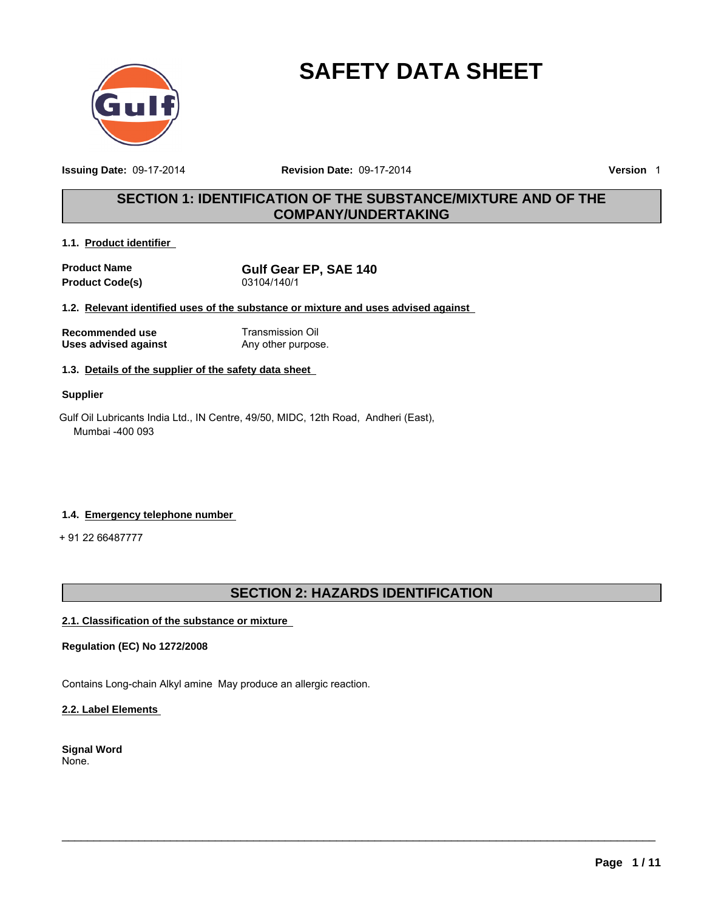# SAFETY DATA SHEET

**Issuing Date:** 09-17-2014 **Revision Date:** 09-17-2014 **Version** 1

## SECTION 1: IDENTIFICATION OF THE SUBSTANCE/MIXTURE AND OF THE COMPANY/UNDERTAKING

### 1.1. Product identifier

| | |
|---|---|
| **Product Name** | **Gulf Gear EP, SAE 140** |
| **Product Code(s)** | 03104/140/1 |

### 1.2. Relevant identified uses of the substance or mixture and uses advised against

| | |
|---|---|
| **Recommended use** | Transmission Oil |
| **Uses advised against** | Any other purpose. |

### 1.3. Details of the supplier of the safety data sheet

**Supplier**

Gulf Oil Lubricants India Ltd., IN Centre, 49/50, MIDC, 12th Road, Andheri (East), Mumbai -400 093

### 1.4. Emergency telephone number

+ 91 22 66487777

## SECTION 2: HAZARDS IDENTIFICATION

### 2.1. Classification of the substance or mixture

**Regulation (EC) No 1272/2008**

Contains Long-chain Alkyl amine May produce an allergic reaction.

### 2.2. Label Elements

**Signal Word**
None.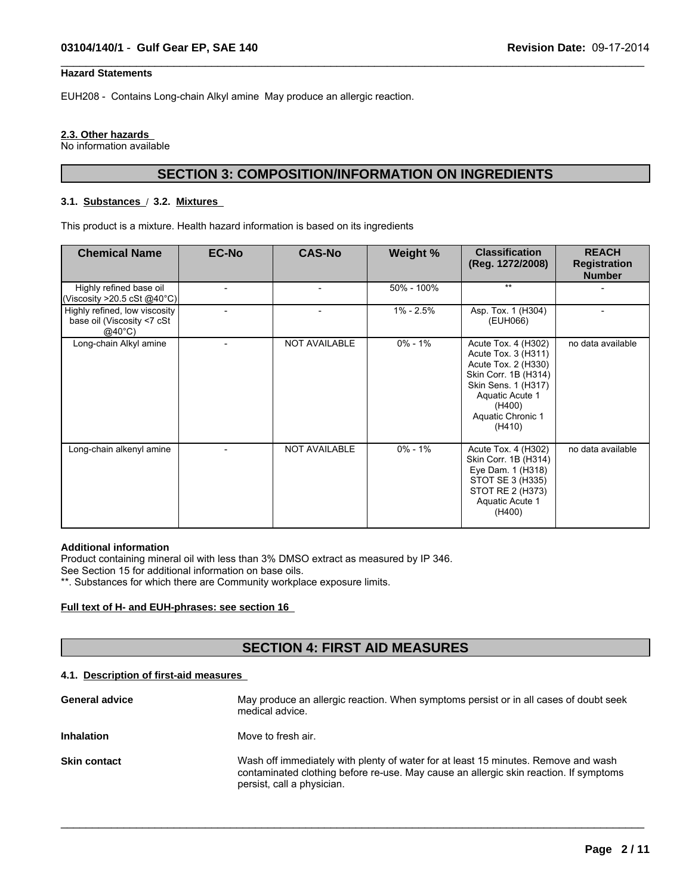**Hazard Statements**

EUH208 - Contains Long-chain Alkyl amine May produce an allergic reaction.

**2.3. Other hazards**

No information available

## SECTION 3: COMPOSITION/INFORMATION ON INGREDIENTS

**3.1. Substances / 3.2. Mixtures**

This product is a mixture. Health hazard information is based on its ingredients

| Chemical Name | EC-No | CAS-No | Weight % | Classification (Reg. 1272/2008) | REACH Registration Number |
|---|---|---|---|---|---|
| Highly refined base oil (Viscosity >20.5 cSt @40°C) | - | - | 50% - 100% | ** | - |
| Highly refined, low viscosity base oil (Viscosity <7 cSt @40°C) | - | - | 1% - 2.5% | Asp. Tox. 1 (H304) (EUH066) | - |
| Long-chain Alkyl amine | - | NOT AVAILABLE | 0% - 1% | Acute Tox. 4 (H302) Acute Tox. 3 (H311) Acute Tox. 2 (H330) Skin Corr. 1B (H314) Skin Sens. 1 (H317) Aquatic Acute 1 (H400) Aquatic Chronic 1 (H410) | no data available |
| Long-chain alkenyl amine | - | NOT AVAILABLE | 0% - 1% | Acute Tox. 4 (H302) Skin Corr. 1B (H314) Eye Dam. 1 (H318) STOT SE 3 (H335) STOT RE 2 (H373) Aquatic Acute 1 (H400) | no data available |

**Additional information**

Product containing mineral oil with less than 3% DMSO extract as measured by IP 346.
See Section 15 for additional information on base oils.
**. Substances for which there are Community workplace exposure limits.

**Full text of H- and EUH-phrases: see section 16**

## SECTION 4: FIRST AID MEASURES

**4.1. Description of first-aid measures**

**General advice** May produce an allergic reaction. When symptoms persist or in all cases of doubt seek medical advice.

**Inhalation** Move to fresh air.

**Skin contact** Wash off immediately with plenty of water for at least 15 minutes. Remove and wash contaminated clothing before re-use. May cause an allergic skin reaction. If symptoms persist, call a physician.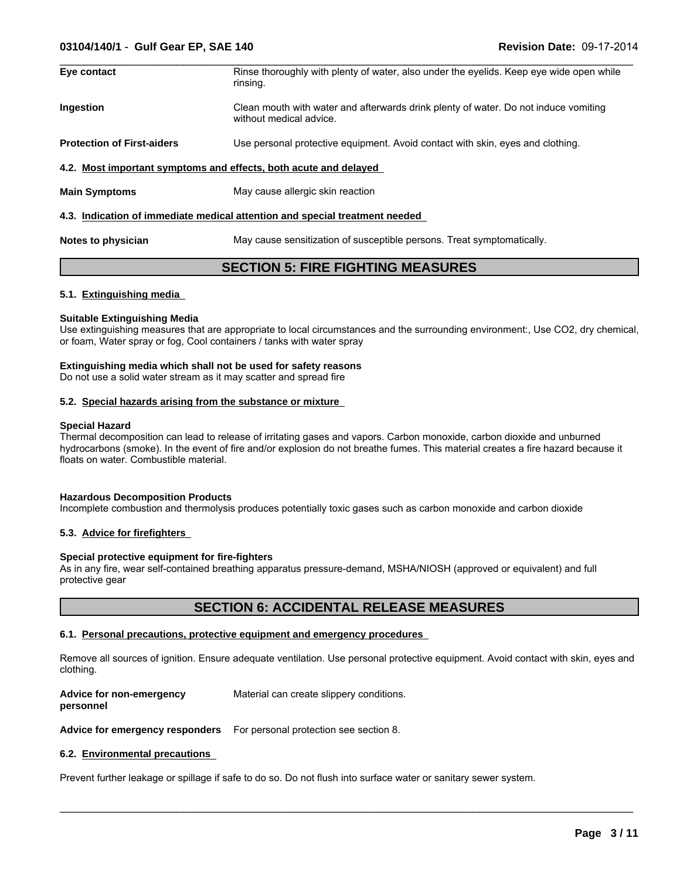**Eye contact** Rinse thoroughly with plenty of water, also under the eyelids. Keep eye wide open while rinsing.

**Ingestion** Clean mouth with water and afterwards drink plenty of water. Do not induce vomiting without medical advice.

**Protection of First-aiders** Use personal protective equipment. Avoid contact with skin, eyes and clothing.

### 4.2. Most important symptoms and effects, both acute and delayed

**Main Symptoms** May cause allergic skin reaction

### 4.3. Indication of immediate medical attention and special treatment needed

**Notes to physician** May cause sensitization of susceptible persons. Treat symptomatically.

## SECTION 5: FIRE FIGHTING MEASURES

### 5.1. Extinguishing media

**Suitable Extinguishing Media**
Use extinguishing measures that are appropriate to local circumstances and the surrounding environment:, Use $CO_2$, dry chemical, or foam, Water spray or fog, Cool containers / tanks with water spray

**Extinguishing media which shall not be used for safety reasons**
Do not use a solid water stream as it may scatter and spread fire

### 5.2. Special hazards arising from the substance or mixture

**Special Hazard**
Thermal decomposition can lead to release of irritating gases and vapors. Carbon monoxide, carbon dioxide and unburned hydrocarbons (smoke). In the event of fire and/or explosion do not breathe fumes. This material creates a fire hazard because it floats on water. Combustible material.

**Hazardous Decomposition Products**
Incomplete combustion and thermolysis produces potentially toxic gases such as carbon monoxide and carbon dioxide

### 5.3. Advice for firefighters

**Special protective equipment for fire-fighters**
As in any fire, wear self-contained breathing apparatus pressure-demand, MSHA/NIOSH (approved or equivalent) and full protective gear

## SECTION 6: ACCIDENTAL RELEASE MEASURES

### 6.1. Personal precautions, protective equipment and emergency procedures

Remove all sources of ignition. Ensure adequate ventilation. Use personal protective equipment. Avoid contact with skin, eyes and clothing.

**Advice for non-emergency personnel** Material can create slippery conditions.

**Advice for emergency responders** For personal protection see section 8.

### 6.2. Environmental precautions

Prevent further leakage or spillage if safe to do so. Do not flush into surface water or sanitary sewer system.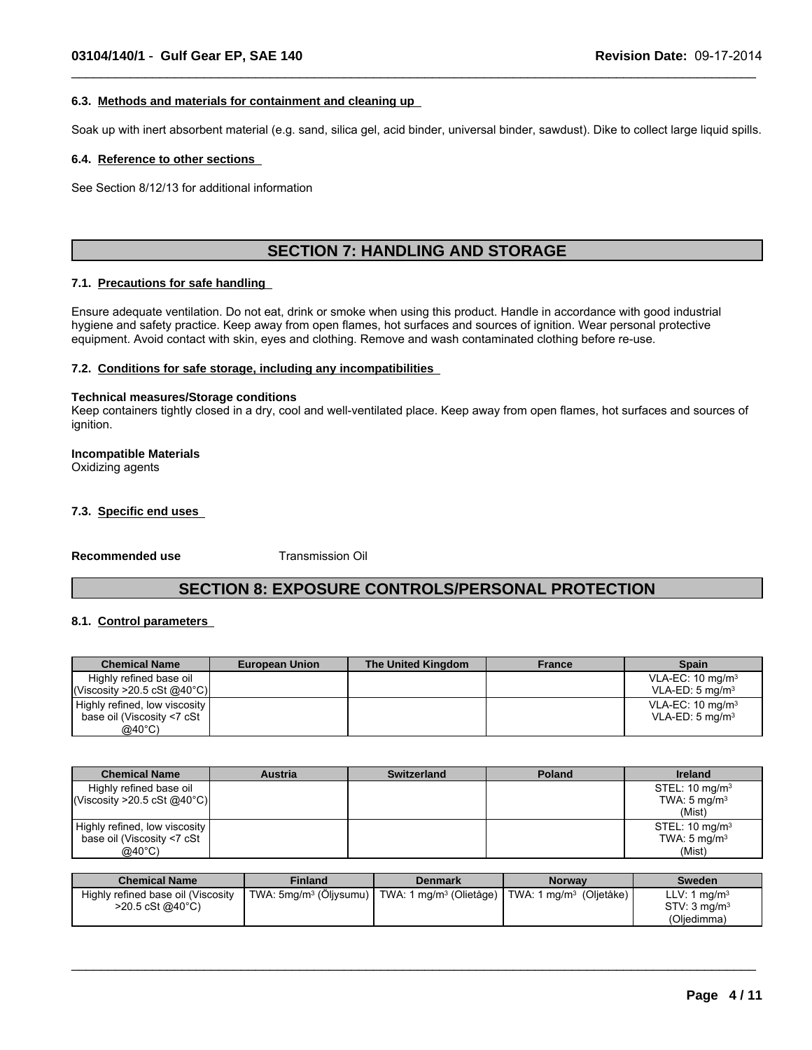#### 6.3. Methods and materials for containment and cleaning up

Soak up with inert absorbent material (e.g. sand, silica gel, acid binder, universal binder, sawdust). Dike to collect large liquid spills.

#### 6.4. Reference to other sections

See Section 8/12/13 for additional information

## SECTION 7: HANDLING AND STORAGE

#### 7.1. Precautions for safe handling

Ensure adequate ventilation. Do not eat, drink or smoke when using this product. Handle in accordance with good industrial hygiene and safety practice. Keep away from open flames, hot surfaces and sources of ignition. Wear personal protective equipment. Avoid contact with skin, eyes and clothing. Remove and wash contaminated clothing before re-use.

#### 7.2. Conditions for safe storage, including any incompatibilities

**Technical measures/Storage conditions**
Keep containers tightly closed in a dry, cool and well-ventilated place. Keep away from open flames, hot surfaces and sources of ignition.

**Incompatible Materials**
Oxidizing agents

#### 7.3. Specific end uses

**Recommended use** Transmission Oil

## SECTION 8: EXPOSURE CONTROLS/PERSONAL PROTECTION

#### 8.1. Control parameters

| Chemical Name | European Union | The United Kingdom | France | Spain |
|---|---|---|---|---|
| Highly refined base oil (Viscosity >20.5 cSt @40°C) | | | | VLA-EC: 10 mg/m³<br>VLA-ED: 5 mg/m³ |
| Highly refined, low viscosity base oil (Viscosity <7 cSt @40°C) | | | | VLA-EC: 10 mg/m³<br>VLA-ED: 5 mg/m³ |

| Chemical Name | Austria | Switzerland | Poland | Ireland |
|---|---|---|---|---|
| Highly refined base oil (Viscosity >20.5 cSt @40°C) | | | | STEL: 10 mg/m³<br>TWA: 5 mg/m³<br>(Mist) |
| Highly refined, low viscosity base oil (Viscosity <7 cSt @40°C) | | | | STEL: 10 mg/m³<br>TWA: 5 mg/m³<br>(Mist) |

| Chemical Name | Finland | Denmark | Norway | Sweden |
|---|---|---|---|---|
| Highly refined base oil (Viscosity >20.5 cSt @40°C) | TWA: 5mg/m³ (Öljysumu) | TWA: 1 mg/m³ (Olietåge) | TWA: 1 mg/m³ (Oljetåke) | LLV: 1 mg/m³<br>STV: 3 mg/m³<br>(Oljedimma) |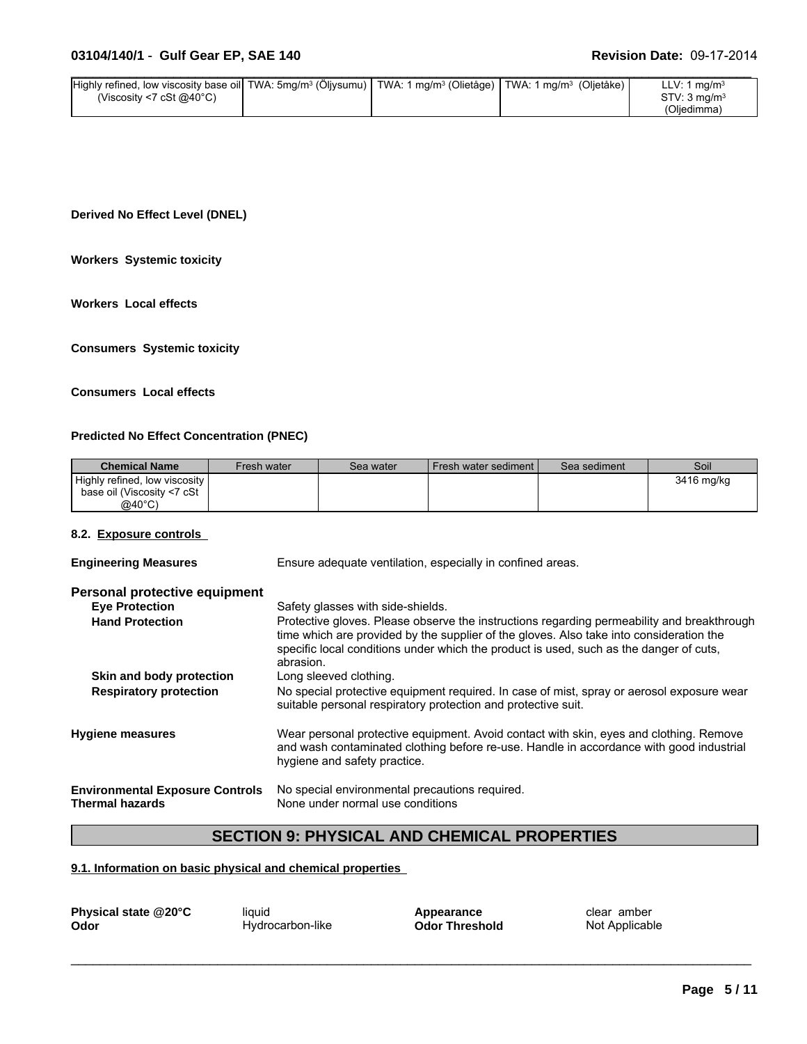| Highly refined, low viscosity base oil (Viscosity <7 cSt @40°C) | TWA: 5mg/m³ (Öljysumu) | TWA: 1 mg/m³ (Olietåge) | TWA: 1 mg/m³ (Oljetåke) | LLV: 1 mg/m³ STV: 3 mg/m³ (Oljedimma) |
|---|---|---|---|---|

**Derived No Effect Level (DNEL)**

**Workers Systemic toxicity**

**Workers Local effects**

**Consumers Systemic toxicity**

**Consumers Local effects**

**Predicted No Effect Concentration (PNEC)**

| Chemical Name | Fresh water | Sea water | Fresh water sediment | Sea sediment | Soil |
|---|---|---|---|---|---|
| Highly refined, low viscosity base oil (Viscosity <7 cSt @40°C) | | | | | 3416 mg/kg |

#### 8.2. Exposure controls

**Engineering Measures** Ensure adequate ventilation, especially in confined areas.

**Personal protective equipment**

- **Eye Protection** Safety glasses with side-shields.
- **Hand Protection** Protective gloves. Please observe the instructions regarding permeability and breakthrough time which are provided by the supplier of the gloves. Also take into consideration the specific local conditions under which the product is used, such as the danger of cuts, abrasion.
- **Skin and body protection** Long sleeved clothing.
- **Respiratory protection** No special protective equipment required. In case of mist, spray or aerosol exposure wear suitable personal respiratory protection and protective suit.

**Hygiene measures** Wear personal protective equipment. Avoid contact with skin, eyes and clothing. Remove and wash contaminated clothing before re-use. Handle in accordance with good industrial hygiene and safety practice.

**Environmental Exposure Controls** No special environmental precautions required.
**Thermal hazards** None under normal use conditions

## SECTION 9: PHYSICAL AND CHEMICAL PROPERTIES

#### 9.1. Information on basic physical and chemical properties

**Physical state @20°C** liquid
**Odor** Hydrocarbon-like
**Appearance** clear amber
**Odor Threshold** Not Applicable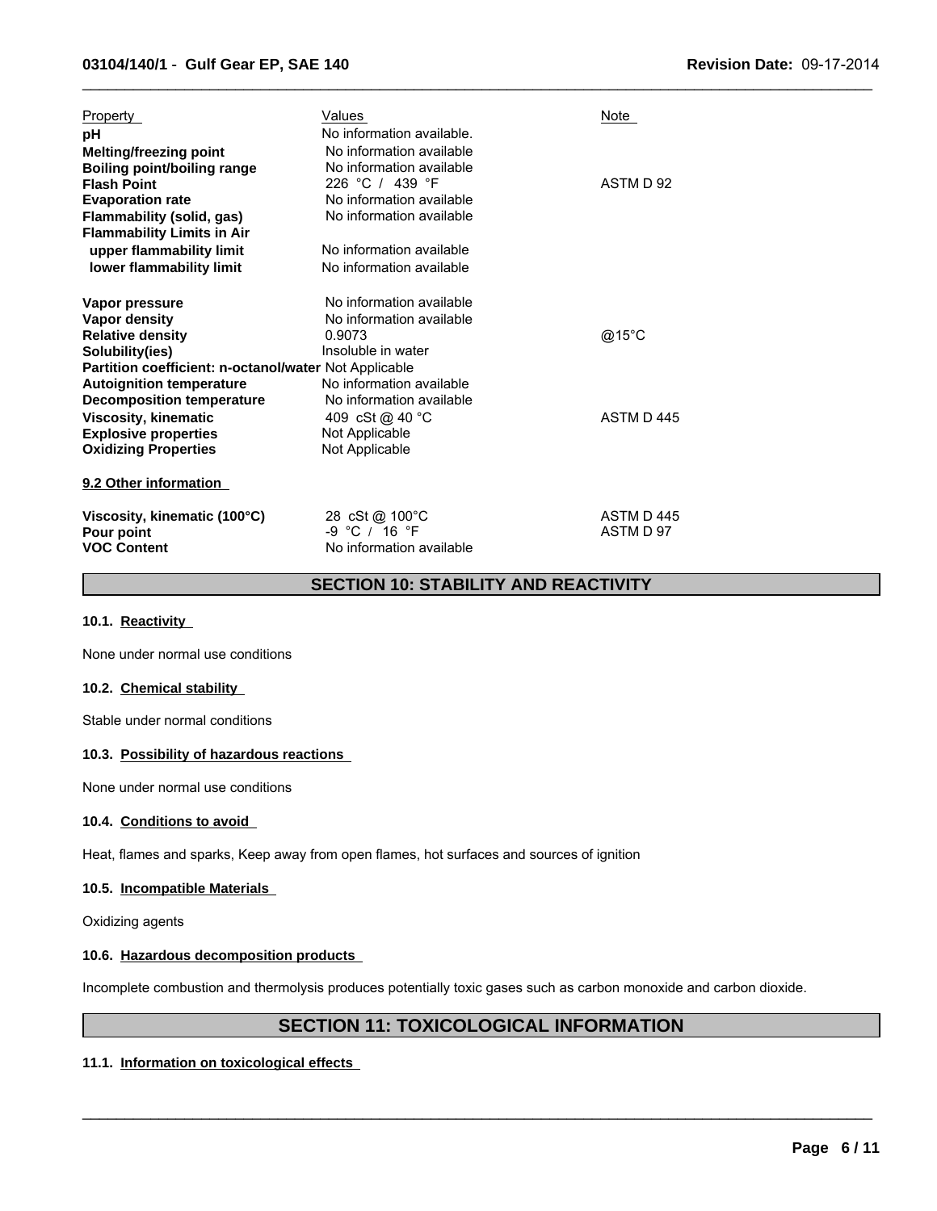| Property | Values | Note |
| --- | --- | --- |
| **pH** | No information available. | |
| **Melting/freezing point** | No information available | |
| **Boiling point/boiling range** | No information available | |
| **Flash Point** | 226 °C / 439 °F | ASTM D 92 |
| **Evaporation rate** | No information available | |
| **Flammability (solid, gas)** | No information available | |
| **Flammability Limits in Air** | | |
| **upper flammability limit** | No information available | |
| **lower flammability limit** | No information available | |
| **Vapor pressure** | No information available | |
| **Vapor density** | No information available | |
| **Relative density** | 0.9073 | @15°C |
| **Solubility(ies)** | Insoluble in water | |
| **Partition coefficient: n-octanol/water** | Not Applicable | |
| **Autoignition temperature** | No information available | |
| **Decomposition temperature** | No information available | |
| **Viscosity, kinematic** | 409 cSt @ 40 °C | ASTM D 445 |
| **Explosive properties** | Not Applicable | |
| **Oxidizing Properties** | Not Applicable | |

**9.2 Other information**

| | | |
| --- | --- | --- |
| **Viscosity, kinematic (100°C)** | 28 cSt @ 100°C | ASTM D 445 |
| **Pour point** | -9 °C / 16 °F | ASTM D 97 |
| **VOC Content** | No information available | |

## SECTION 10: STABILITY AND REACTIVITY

### 10.1. Reactivity

None under normal use conditions

### 10.2. Chemical stability

Stable under normal conditions

### 10.3. Possibility of hazardous reactions

None under normal use conditions

### 10.4. Conditions to avoid

Heat, flames and sparks, Keep away from open flames, hot surfaces and sources of ignition

### 10.5. Incompatible Materials

Oxidizing agents

### 10.6. Hazardous decomposition products

Incomplete combustion and thermolysis produces potentially toxic gases such as carbon monoxide and carbon dioxide.

## SECTION 11: TOXICOLOGICAL INFORMATION

### 11.1. Information on toxicological effects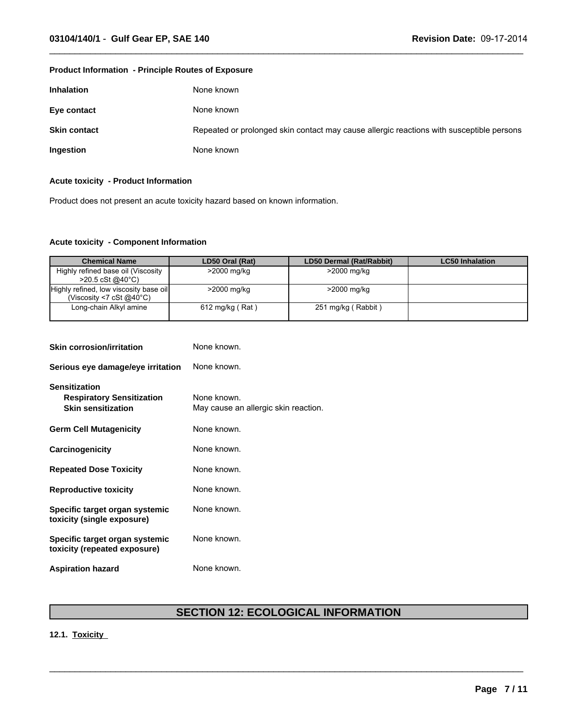**Product Information - Principle Routes of Exposure**

**Inhalation** None known

**Eye contact** None known

**Skin contact** Repeated or prolonged skin contact may cause allergic reactions with susceptible persons

**Ingestion** None known

**Acute toxicity - Product Information**

Product does not present an acute toxicity hazard based on known information.

**Acute toxicity - Component Information**

| Chemical Name | LD50 Oral (Rat) | LD50 Dermal (Rat/Rabbit) | LC50 Inhalation |
|---|---|---|---|
| Highly refined base oil (Viscosity >20.5 cSt @40°C) | >2000 mg/kg | >2000 mg/kg | |
| Highly refined, low viscosity base oil (Viscosity <7 cSt @40°C) | >2000 mg/kg | >2000 mg/kg | |
| Long-chain Alkyl amine | 612 mg/kg ( Rat ) | 251 mg/kg ( Rabbit ) | |

**Skin corrosion/irritation** None known.

**Serious eye damage/eye irritation** None known.

**Sensitization**
- **Respiratory Sensitization** None known.
- **Skin sensitization** May cause an allergic skin reaction.

**Germ Cell Mutagenicity** None known.

**Carcinogenicity** None known.

**Repeated Dose Toxicity** None known.

**Reproductive toxicity** None known.

**Specific target organ systemic toxicity (single exposure)** None known.

**Specific target organ systemic toxicity (repeated exposure)** None known.

**Aspiration hazard** None known.

## SECTION 12: ECOLOGICAL INFORMATION

**12.1. Toxicity**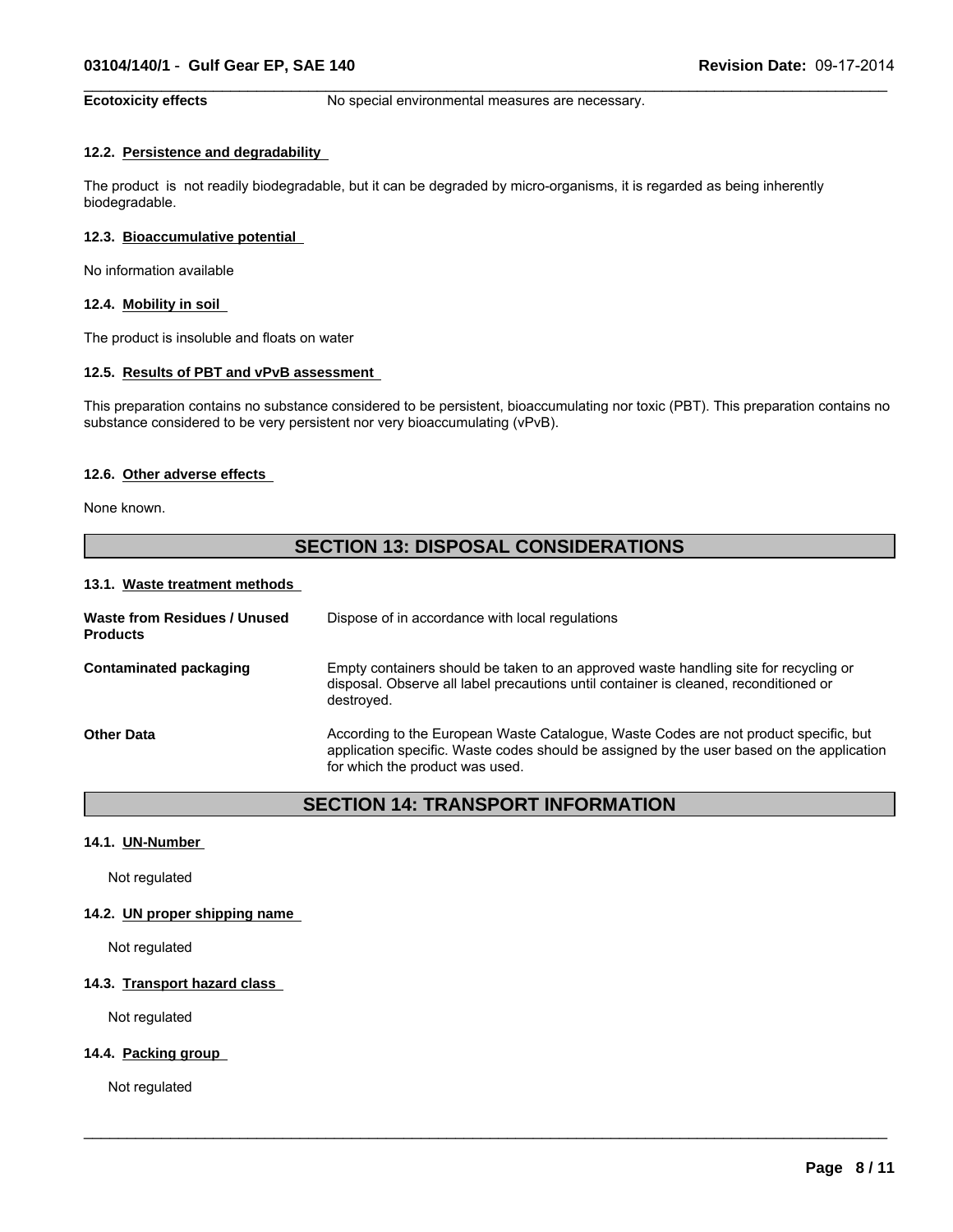**Ecotoxicity effects** No special environmental measures are necessary.

#### 12.2. Persistence and degradability

The product is not readily biodegradable, but it can be degraded by micro-organisms, it is regarded as being inherently biodegradable.

#### 12.3. Bioaccumulative potential

No information available

#### 12.4. Mobility in soil

The product is insoluble and floats on water

#### 12.5. Results of PBT and vPvB assessment

This preparation contains no substance considered to be persistent, bioaccumulating nor toxic (PBT). This preparation contains no substance considered to be very persistent nor very bioaccumulating (vPvB).

#### 12.6. Other adverse effects

None known.

## SECTION 13: DISPOSAL CONSIDERATIONS

#### 13.1. Waste treatment methods

**Waste from Residues / Unused Products** Dispose of in accordance with local regulations

**Contaminated packaging** Empty containers should be taken to an approved waste handling site for recycling or disposal. Observe all label precautions until container is cleaned, reconditioned or destroyed.

**Other Data** According to the European Waste Catalogue, Waste Codes are not product specific, but application specific. Waste codes should be assigned by the user based on the application for which the product was used.

## SECTION 14: TRANSPORT INFORMATION

#### 14.1. UN-Number

Not regulated

#### 14.2. UN proper shipping name

Not regulated

#### 14.3. Transport hazard class

Not regulated

#### 14.4. Packing group

Not regulated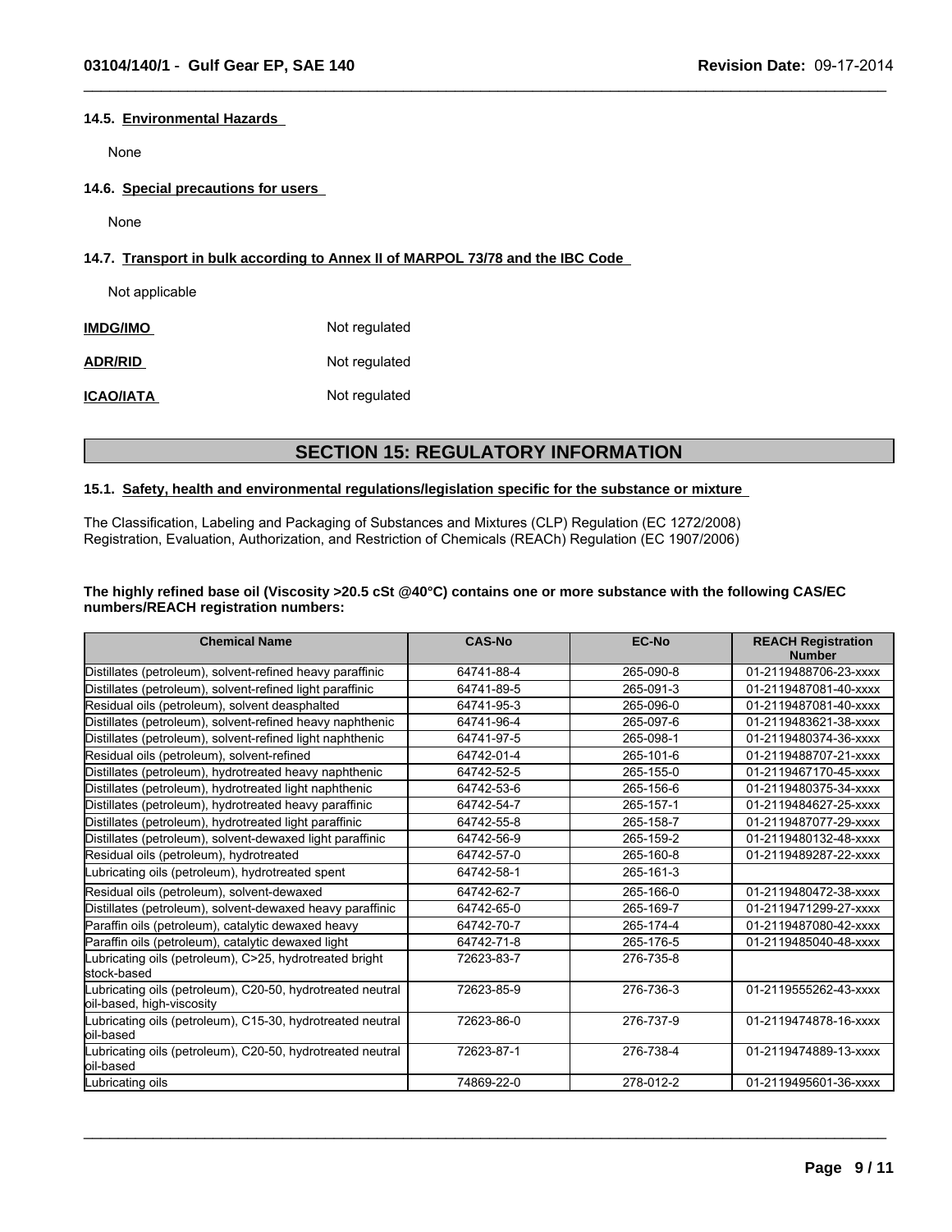#### 14.5. Environmental Hazards

None

#### 14.6. Special precautions for users

None

#### 14.7. Transport in bulk according to Annex II of MARPOL 73/78 and the IBC Code

Not applicable

**IMDG/IMO** Not regulated

**ADR/RID** Not regulated

**ICAO/IATA** Not regulated

## SECTION 15: REGULATORY INFORMATION

#### 15.1. Safety, health and environmental regulations/legislation specific for the substance or mixture

The Classification, Labeling and Packaging of Substances and Mixtures (CLP) Regulation (EC 1272/2008)
Registration, Evaluation, Authorization, and Restriction of Chemicals (REACh) Regulation (EC 1907/2006)

**The highly refined base oil (Viscosity >20.5 cSt @40°C) contains one or more substance with the following CAS/EC numbers/REACH registration numbers:**

| Chemical Name | CAS-No | EC-No | REACH Registration Number |
|---|---|---|---|
| Distillates (petroleum), solvent-refined heavy paraffinic | 64741-88-4 | 265-090-8 | 01-2119488706-23-xxxx |
| Distillates (petroleum), solvent-refined light paraffinic | 64741-89-5 | 265-091-3 | 01-2119487081-40-xxxx |
| Residual oils (petroleum), solvent deasphalted | 64741-95-3 | 265-096-0 | 01-2119487081-40-xxxx |
| Distillates (petroleum), solvent-refined heavy naphthenic | 64741-96-4 | 265-097-6 | 01-2119483621-38-xxxx |
| Distillates (petroleum), solvent-refined light naphthenic | 64741-97-5 | 265-098-1 | 01-2119480374-36-xxxx |
| Residual oils (petroleum), solvent-refined | 64742-01-4 | 265-101-6 | 01-2119488707-21-xxxx |
| Distillates (petroleum), hydrotreated heavy naphthenic | 64742-52-5 | 265-155-0 | 01-2119467170-45-xxxx |
| Distillates (petroleum), hydrotreated light naphthenic | 64742-53-6 | 265-156-6 | 01-2119480375-34-xxxx |
| Distillates (petroleum), hydrotreated heavy paraffinic | 64742-54-7 | 265-157-1 | 01-2119484627-25-xxxx |
| Distillates (petroleum), hydrotreated light paraffinic | 64742-55-8 | 265-158-7 | 01-2119487077-29-xxxx |
| Distillates (petroleum), solvent-dewaxed light paraffinic | 64742-56-9 | 265-159-2 | 01-2119480132-48-xxxx |
| Residual oils (petroleum), hydrotreated | 64742-57-0 | 265-160-8 | 01-2119489287-22-xxxx |
| Lubricating oils (petroleum), hydrotreated spent | 64742-58-1 | 265-161-3 | |
| Residual oils (petroleum), solvent-dewaxed | 64742-62-7 | 265-166-0 | 01-2119480472-38-xxxx |
| Distillates (petroleum), solvent-dewaxed heavy paraffinic | 64742-65-0 | 265-169-7 | 01-2119471299-27-xxxx |
| Paraffin oils (petroleum), catalytic dewaxed heavy | 64742-70-7 | 265-174-4 | 01-2119487080-42-xxxx |
| Paraffin oils (petroleum), catalytic dewaxed light | 64742-71-8 | 265-176-5 | 01-2119485040-48-xxxx |
| Lubricating oils (petroleum), C>25, hydrotreated bright stock-based | 72623-83-7 | 276-735-8 | |
| Lubricating oils (petroleum), C20-50, hydrotreated neutral oil-based, high-viscosity | 72623-85-9 | 276-736-3 | 01-2119555262-43-xxxx |
| Lubricating oils (petroleum), C15-30, hydrotreated neutral oil-based | 72623-86-0 | 276-737-9 | 01-2119474878-16-xxxx |
| Lubricating oils (petroleum), C20-50, hydrotreated neutral oil-based | 72623-87-1 | 276-738-4 | 01-2119474889-13-xxxx |
| Lubricating oils | 74869-22-0 | 278-012-2 | 01-2119495601-36-xxxx |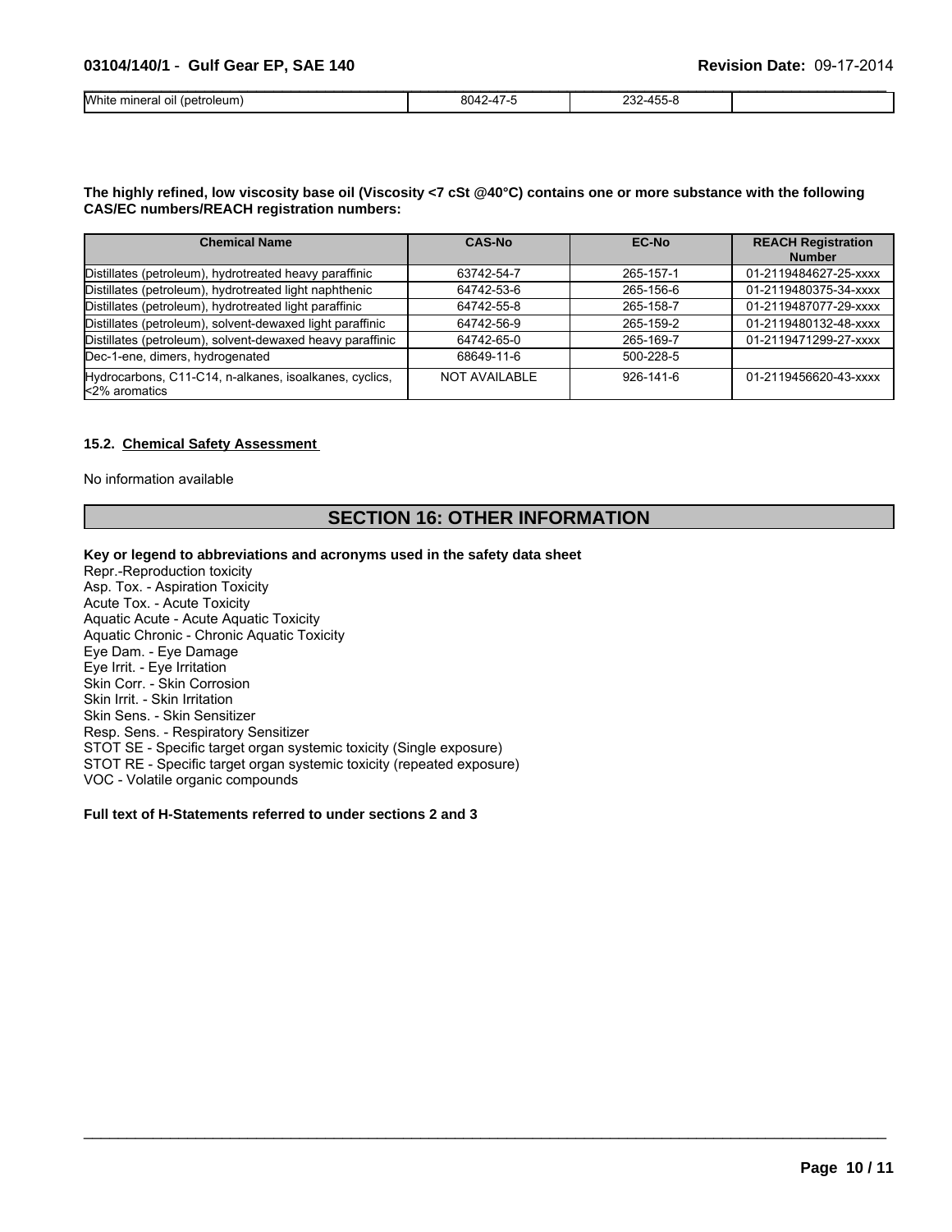| White mineral oil (petroleum) | 8042-47-5 | 232-455-8 | |
|---|---|---|---|

**The highly refined, low viscosity base oil (Viscosity <7 cSt @40°C) contains one or more substance with the following CAS/EC numbers/REACH registration numbers:**

| Chemical Name | CAS-No | EC-No | REACH Registration Number |
|---|---|---|---|
| Distillates (petroleum), hydrotreated heavy paraffinic | 63742-54-7 | 265-157-1 | 01-2119484627-25-xxxx |
| Distillates (petroleum), hydrotreated light naphthenic | 64742-53-6 | 265-156-6 | 01-2119480375-34-xxxx |
| Distillates (petroleum), hydrotreated light paraffinic | 64742-55-8 | 265-158-7 | 01-2119487077-29-xxxx |
| Distillates (petroleum), solvent-dewaxed light paraffinic | 64742-56-9 | 265-159-2 | 01-2119480132-48-xxxx |
| Distillates (petroleum), solvent-dewaxed heavy paraffinic | 64742-65-0 | 265-169-7 | 01-2119471299-27-xxxx |
| Dec-1-ene, dimers, hydrogenated | 68649-11-6 | 500-228-5 | |
| Hydrocarbons, C11-C14, n-alkanes, isoalkanes, cyclics, <2% aromatics | NOT AVAILABLE | 926-141-6 | 01-2119456620-43-xxxx |

### 15.2. Chemical Safety Assessment

No information available

## SECTION 16: OTHER INFORMATION

**Key or legend to abbreviations and acronyms used in the safety data sheet**

Repr.-Reproduction toxicity
Asp. Tox. - Aspiration Toxicity
Acute Tox. - Acute Toxicity
Aquatic Acute - Acute Aquatic Toxicity
Aquatic Chronic - Chronic Aquatic Toxicity
Eye Dam. - Eye Damage
Eye Irrit. - Eye Irritation
Skin Corr. - Skin Corrosion
Skin Irrit. - Skin Irritation
Skin Sens. - Skin Sensitizer
Resp. Sens. - Respiratory Sensitizer
STOT SE - Specific target organ systemic toxicity (Single exposure)
STOT RE - Specific target organ systemic toxicity (repeated exposure)
VOC - Volatile organic compounds

**Full text of H-Statements referred to under sections 2 and 3**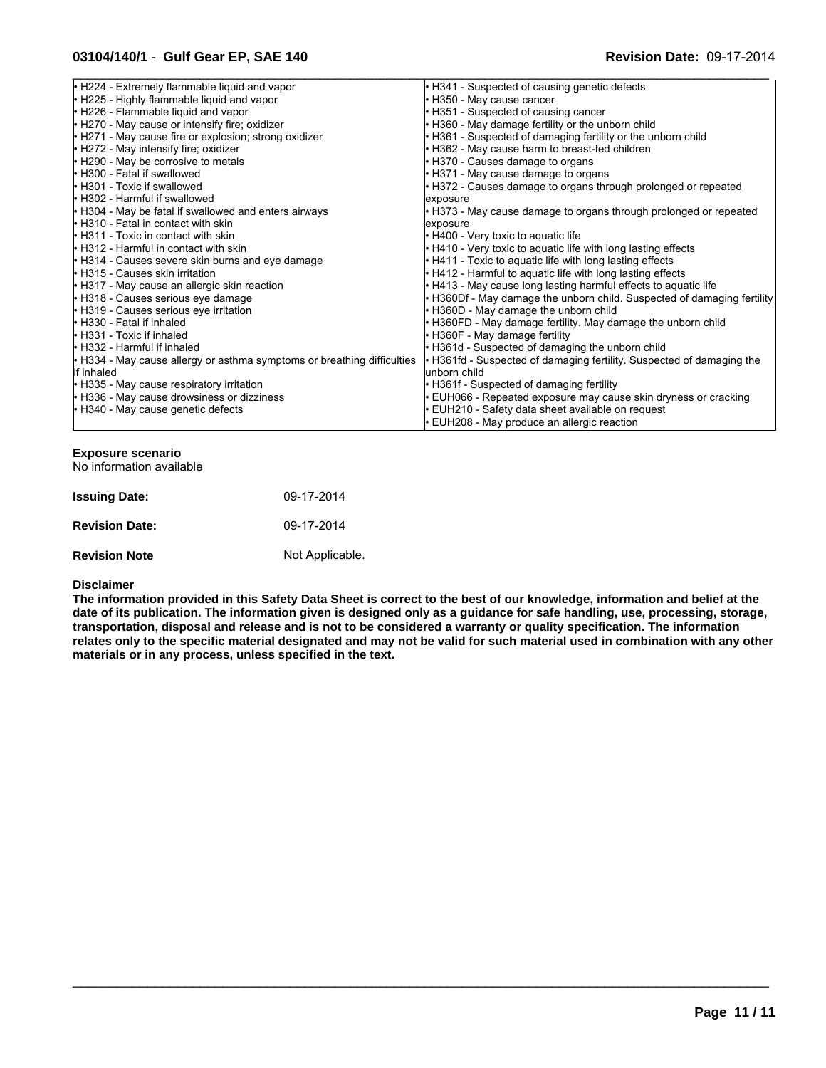| | |
|---|---|
| • H224 - Extremely flammable liquid and vapor | • H341 - Suspected of causing genetic defects |
| • H225 - Highly flammable liquid and vapor | • H350 - May cause cancer |
| • H226 - Flammable liquid and vapor | • H351 - Suspected of causing cancer |
| • H270 - May cause or intensify fire; oxidizer | • H360 - May damage fertility or the unborn child |
| • H271 - May cause fire or explosion; strong oxidizer | • H361 - Suspected of damaging fertility or the unborn child |
| • H272 - May intensify fire; oxidizer | • H362 - May cause harm to breast-fed children |
| • H290 - May be corrosive to metals | • H370 - Causes damage to organs |
| • H300 - Fatal if swallowed | • H371 - May cause damage to organs |
| • H301 - Toxic if swallowed | • H372 - Causes damage to organs through prolonged or repeated exposure |
| • H302 - Harmful if swallowed | • H373 - May cause damage to organs through prolonged or repeated exposure |
| • H304 - May be fatal if swallowed and enters airways | • H400 - Very toxic to aquatic life |
| • H310 - Fatal in contact with skin | • H410 - Very toxic to aquatic life with long lasting effects |
| • H311 - Toxic in contact with skin | • H411 - Toxic to aquatic life with long lasting effects |
| • H312 - Harmful in contact with skin | • H412 - Harmful to aquatic life with long lasting effects |
| • H314 - Causes severe skin burns and eye damage | • H413 - May cause long lasting harmful effects to aquatic life |
| • H315 - Causes skin irritation | • H360Df - May damage the unborn child. Suspected of damaging fertility |
| • H317 - May cause an allergic skin reaction | • H360D - May damage the unborn child |
| • H318 - Causes serious eye damage | • H360FD - May damage fertility. May damage the unborn child |
| • H319 - Causes serious eye irritation | • H360F - May damage fertility |
| • H330 - Fatal if inhaled | • H361d - Suspected of damaging the unborn child |
| • H331 - Toxic if inhaled | • H361fd - Suspected of damaging fertility. Suspected of damaging the unborn child |
| • H332 - Harmful if inhaled | • H361f - Suspected of damaging fertility |
| • H334 - May cause allergy or asthma symptoms or breathing difficulties if inhaled | • EUH066 - Repeated exposure may cause skin dryness or cracking |
| • H335 - May cause respiratory irritation | • EUH210 - Safety data sheet available on request |
| • H336 - May cause drowsiness or dizziness | • EUH208 - May produce an allergic reaction |
| • H340 - May cause genetic defects | |

**Exposure scenario**
No information available

**Issuing Date:** 09-17-2014

**Revision Date:** 09-17-2014

**Revision Note** Not Applicable.

**Disclaimer**

**The information provided in this Safety Data Sheet is correct to the best of our knowledge, information and belief at the date of its publication. The information given is designed only as a guidance for safe handling, use, processing, storage, transportation, disposal and release and is not to be considered a warranty or quality specification. The information relates only to the specific material designated and may not be valid for such material used in combination with any other materials or in any process, unless specified in the text.**